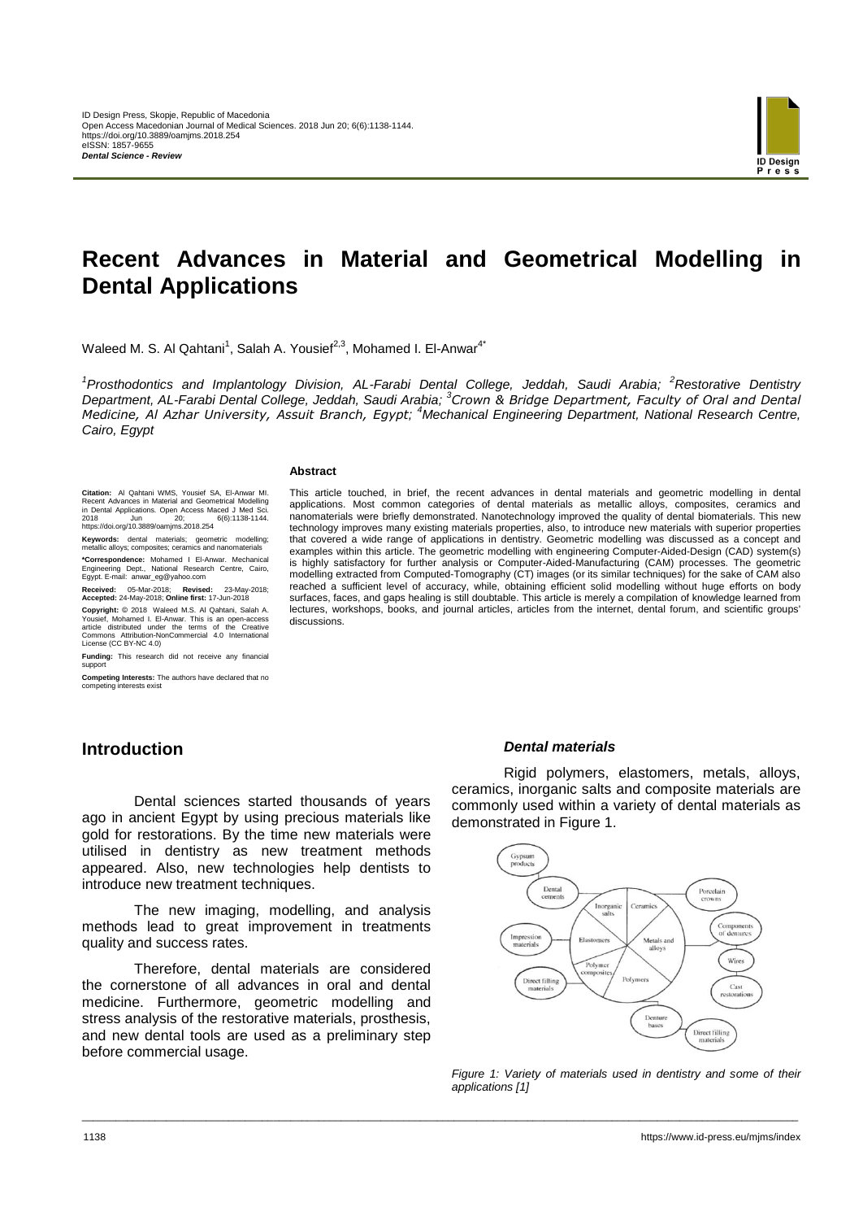# Recent Advances in Material and Geometrical Modelling in Dental Applications

Waleed M. S. Al Qahtani[1], Salah A. Yousief[2,3], Mohamed I. El-Anwar[4*]

[1]*Prosthodontics and Implantology Division, AL-Farabi Dental College, Jeddah, Saudi Arabia;* [2]*Restorative Dentistry Department, AL-Farabi Dental College, Jeddah, Saudi Arabia;* [3]*Crown & Bridge Department, Faculty of Oral and Dental Medicine, Al Azhar University, Assuit Branch, Egypt;* [4]*Mechanical Engineering Department, National Research Centre, Cairo, Egypt*

**Citation:** Al Qahtani WMS, Yousief SA, El-Anwar MI. Recent Advances in Material and Geometrical Modelling in Dental Applications. Open Access Maced J Med Sci. 2018 Jun 20; 6(6):1138-1144. https://doi.org/10.3889/oamjms.2018.254

**Keywords:** dental materials; geometric modelling; metallic alloys; composites; ceramics and nanomaterials

**\*Correspondence:** Mohamed I El-Anwar. Mechanical Engineering Dept., National Research Centre, Cairo, Egypt. E-mail: anwar_eg@yahoo.com

**Received:** 05-Mar-2018; **Revised:** 23-May-2018; **Accepted:** 24-May-2018; **Online first:** 17-Jun-2018

**Copyright:** © 2018 Waleed M.S. Al Qahtani, Salah A. Yousief, Mohamed I. El-Anwar. This is an open-access article distributed under the terms of the Creative Commons Attribution-NonCommercial 4.0 International License (CC BY-NC 4.0)

**Funding:** This research did not receive any financial support

**Competing Interests:** The authors have declared that no competing interests exist

**Abstract**

This article touched, in brief, the recent advances in dental materials and geometric modelling in dental applications. Most common categories of dental materials as metallic alloys, composites, ceramics and nanomaterials were briefly demonstrated. Nanotechnology improved the quality of dental biomaterials. This new technology improves many existing materials properties, also, to introduce new materials with superior properties that covered a wide range of applications in dentistry. Geometric modelling was discussed as a concept and examples within this article. The geometric modelling with engineering Computer-Aided-Design (CAD) system(s) is highly satisfactory for further analysis or Computer-Aided-Manufacturing (CAM) processes. The geometric modelling extracted from Computed-Tomography (CT) images (or its similar techniques) for the sake of CAM also reached a sufficient level of accuracy, while, obtaining efficient solid modelling without huge efforts on body surfaces, faces, and gaps healing is still doubtable. This article is merely a compilation of knowledge learned from lectures, workshops, books, and journal articles, articles from the internet, dental forum, and scientific groups' discussions.

## Introduction

Dental sciences started thousands of years ago in ancient Egypt by using precious materials like gold for restorations. By the time new materials were utilised in dentistry as new treatment methods appeared. Also, new technologies help dentists to introduce new treatment techniques.

The new imaging, modelling, and analysis methods lead to great improvement in treatments quality and success rates.

Therefore, dental materials are considered the cornerstone of all advances in oral and dental medicine. Furthermore, geometric modelling and stress analysis of the restorative materials, prosthesis, and new dental tools are used as a preliminary step before commercial usage.

### *Dental materials*

Rigid polymers, elastomers, metals, alloys, ceramics, inorganic salts and composite materials are commonly used within a variety of dental materials as demonstrated in Figure 1.

*Figure 1: Variety of materials used in dentistry and some of their applications [1]*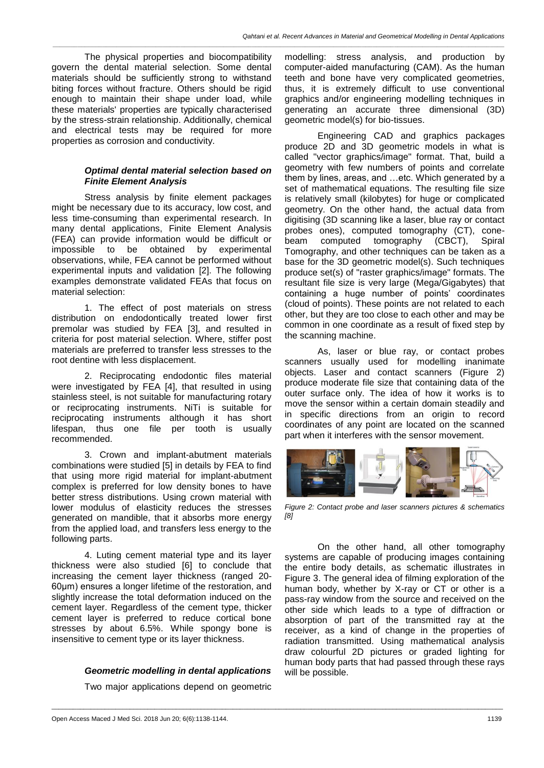The physical properties and biocompatibility govern the dental material selection. Some dental materials should be sufficiently strong to withstand biting forces without fracture. Others should be rigid enough to maintain their shape under load, while these materials' properties are typically characterised by the stress-strain relationship. Additionally, chemical and electrical tests may be required for more properties as corrosion and conductivity.

### *Optimal dental material selection based on Finite Element Analysis*

Stress analysis by finite element packages might be necessary due to its accuracy, low cost, and less time-consuming than experimental research. In many dental applications, Finite Element Analysis (FEA) can provide information would be difficult or impossible to be obtained by experimental observations, while, FEA cannot be performed without experimental inputs and validation [2]. The following examples demonstrate validated FEAs that focus on material selection:

1. The effect of post materials on stress distribution on endodontically treated lower first premolar was studied by FEA [3], and resulted in criteria for post material selection. Where, stiffer post materials are preferred to transfer less stresses to the root dentine with less displacement.

2. Reciprocating endodontic files material were investigated by FEA [4], that resulted in using stainless steel, is not suitable for manufacturing rotary or reciprocating instruments. NiTi is suitable for reciprocating instruments although it has short lifespan, thus one file per tooth is usually recommended.

3. Crown and implant-abutment materials combinations were studied [5] in details by FEA to find that using more rigid material for implant-abutment complex is preferred for low density bones to have better stress distributions. Using crown material with lower modulus of elasticity reduces the stresses generated on mandible, that it absorbs more energy from the applied load, and transfers less energy to the following parts.

4. Luting cement material type and its layer thickness were also studied [6] to conclude that increasing the cement layer thickness (ranged 20-60μm) ensures a longer lifetime of the restoration, and slightly increase the total deformation induced on the cement layer. Regardless of the cement type, thicker cement layer is preferred to reduce cortical bone stresses by about 6.5%. While spongy bone is insensitive to cement type or its layer thickness.

### *Geometric modelling in dental applications*

Two major applications depend on geometric modelling: stress analysis, and production by computer-aided manufacturing (CAM). As the human teeth and bone have very complicated geometries, thus, it is extremely difficult to use conventional graphics and/or engineering modelling techniques in generating an accurate three dimensional (3D) geometric model(s) for bio-tissues.

Engineering CAD and graphics packages produce 2D and 3D geometric models in what is called "vector graphics/image" format. That, build a geometry with few numbers of points and correlate them by lines, areas, and …etc. Which generated by a set of mathematical equations. The resulting file size is relatively small (kilobytes) for huge or complicated geometry. On the other hand, the actual data from digitising (3D scanning like a laser, blue ray or contact probes ones), computed tomography (CT), cone-beam computed tomography (CBCT), Spiral Tomography, and other techniques can be taken as a base for the 3D geometric model(s). Such techniques produce set(s) of "raster graphics/image" formats. The resultant file size is very large (Mega/Gigabytes) that containing a huge number of points' coordinates (cloud of points). These points are not related to each other, but they are too close to each other and may be common in one coordinate as a result of fixed step by the scanning machine.

As, laser or blue ray, or contact probes scanners usually used for modelling inanimate objects. Laser and contact scanners (Figure 2) produce moderate file size that containing data of the outer surface only. The idea of how it works is to move the sensor within a certain domain steadily and in specific directions from an origin to record coordinates of any point are located on the scanned part when it interferes with the sensor movement.

*Figure 2: Contact probe and laser scanners pictures & schematics [8]*

On the other hand, all other tomography systems are capable of producing images containing the entire body details, as schematic illustrates in Figure 3. The general idea of filming exploration of the human body, whether by X-ray or CT or other is a pass-ray window from the source and received on the other side which leads to a type of diffraction or absorption of part of the transmitted ray at the receiver, as a kind of change in the properties of radiation transmitted. Using mathematical analysis draw colourful 2D pictures or graded lighting for human body parts that had passed through these rays will be possible.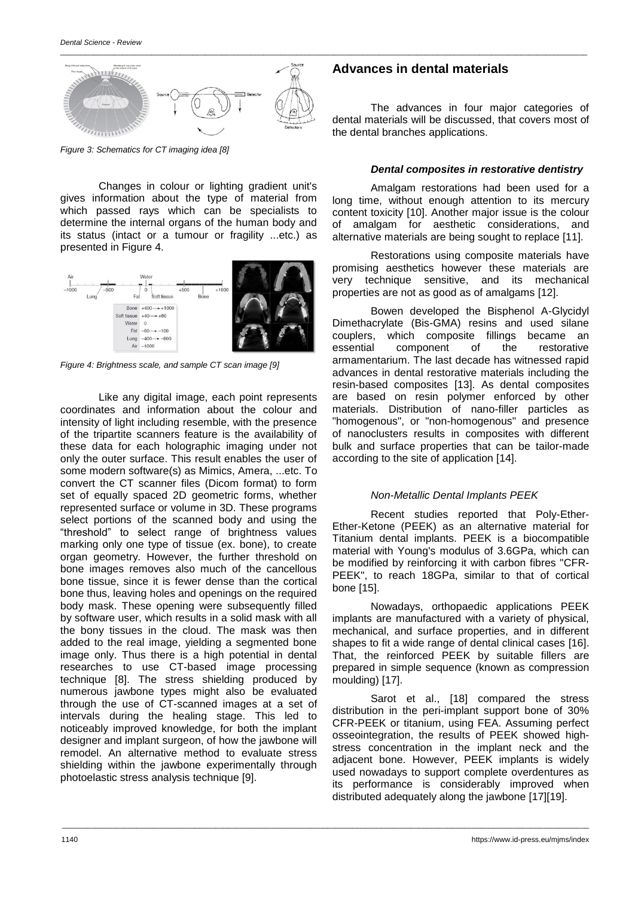Figure 3: Schematics for CT imaging idea [8]

Changes in colour or lighting gradient unit's gives information about the type of material from which passed rays which can be specialists to determine the internal organs of the human body and its status (intact or a tumour or fragility ...etc.) as presented in Figure 4.

Figure 4: Brightness scale, and sample CT scan image [9]

Like any digital image, each point represents coordinates and information about the colour and intensity of light including resemble, with the presence of the tripartite scanners feature is the availability of these data for each holographic imaging under not only the outer surface. This result enables the user of some modern software(s) as Mimics, Amera, ...etc. To convert the CT scanner files (Dicom format) to form set of equally spaced 2D geometric forms, whether represented surface or volume in 3D. These programs select portions of the scanned body and using the "threshold" to select range of brightness values marking only one type of tissue (ex. bone), to create organ geometry. However, the further threshold on bone images removes also much of the cancellous bone tissue, since it is fewer dense than the cortical bone thus, leaving holes and openings on the required body mask. These opening were subsequently filled by software user, which results in a solid mask with all the bony tissues in the cloud. The mask was then added to the real image, yielding a segmented bone image only. Thus there is a high potential in dental researches to use CT-based image processing technique [8]. The stress shielding produced by numerous jawbone types might also be evaluated through the use of CT-scanned images at a set of intervals during the healing stage. This led to noticeably improved knowledge, for both the implant designer and implant surgeon, of how the jawbone will remodel. An alternative method to evaluate stress shielding within the jawbone experimentally through photoelastic stress analysis technique [9].

## Advances in dental materials

The advances in four major categories of dental materials will be discussed, that covers most of the dental branches applications.

### *Dental composites in restorative dentistry*

Amalgam restorations had been used for a long time, without enough attention to its mercury content toxicity [10]. Another major issue is the colour of amalgam for aesthetic considerations, and alternative materials are being sought to replace [11].

Restorations using composite materials have promising aesthetics however these materials are very technique sensitive, and its mechanical properties are not as good as of amalgams [12].

Bowen developed the Bisphenol A-Glycidyl Dimethacrylate (Bis-GMA) resins and used silane couplers, which composite fillings became an essential component of the restorative armamentarium. The last decade has witnessed rapid advances in dental restorative materials including the resin-based composites [13]. As dental composites are based on resin polymer enforced by other materials. Distribution of nano-filler particles as "homogenous", or "non-homogenous" and presence of nanoclusters results in composites with different bulk and surface properties that can be tailor-made according to the site of application [14].

### *Non-Metallic Dental Implants PEEK*

Recent studies reported that Poly-Ether-Ether-Ketone (PEEK) as an alternative material for Titanium dental implants. PEEK is a biocompatible material with Young's modulus of 3.6GPa, which can be modified by reinforcing it with carbon fibres "CFR-PEEK", to reach 18GPa, similar to that of cortical bone [15].

Nowadays, orthopaedic applications PEEK implants are manufactured with a variety of physical, mechanical, and surface properties, and in different shapes to fit a wide range of dental clinical cases [16]. That, the reinforced PEEK by suitable fillers are prepared in simple sequence (known as compression moulding) [17].

Sarot et al., [18] compared the stress distribution in the peri-implant support bone of 30% CFR-PEEK or titanium, using FEA. Assuming perfect osseointegration, the results of PEEK showed high-stress concentration in the implant neck and the adjacent bone. However, PEEK implants is widely used nowadays to support complete overdentures as its performance is considerably improved when distributed adequately along the jawbone [17][19].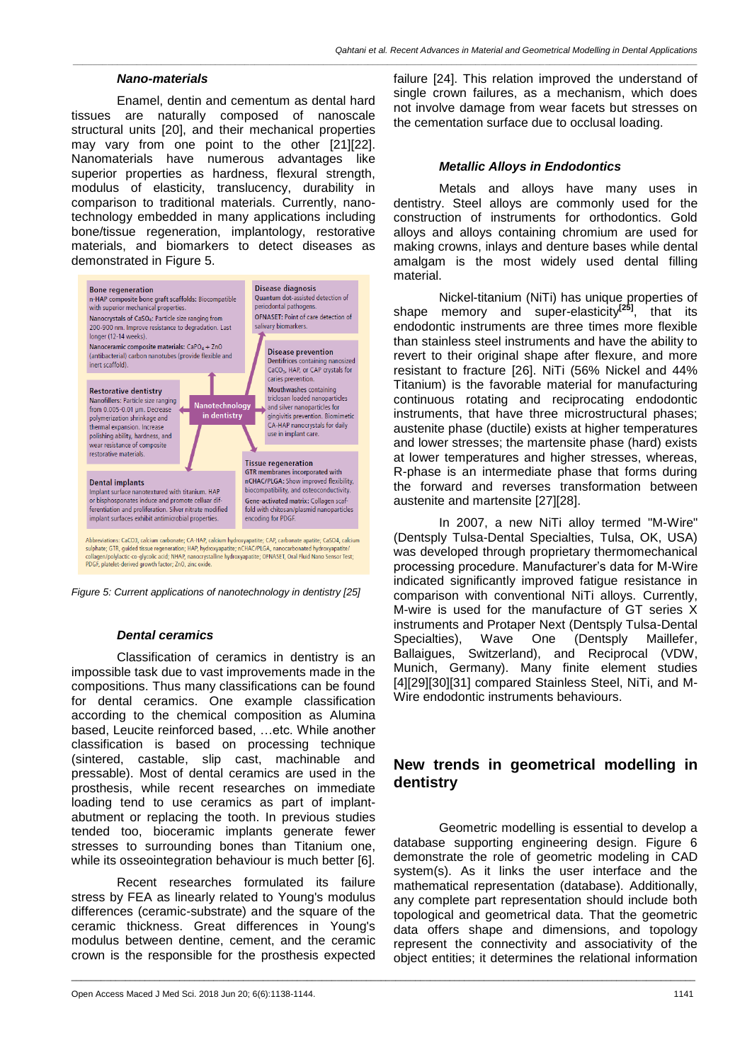### *Nano-materials*

Enamel, dentin and cementum as dental hard tissues are naturally composed of nanoscale structural units [20], and their mechanical properties may vary from one point to the other [21][22]. Nanomaterials have numerous advantages like superior properties as hardness, flexural strength, modulus of elasticity, translucency, durability in comparison to traditional materials. Currently, nano-technology embedded in many applications including bone/tissue regeneration, implantology, restorative materials, and biomarkers to detect diseases as demonstrated in Figure 5.

**Nanotechnology in dentistry**

**Bone regeneration**
n-HAP composite bone graft scaffolds: Biocompatible with superior mechanical properties.
Nanocrystals of $CaSO_4$: Particle size ranging from 200-900 nm. Improve resistance to degradation. Last longer (12-14 weeks).
Nanoceramic composite materials: $CaPO_4$ + ZnO (antibacterial) carbon nanotubes (provide flexible and inert scaffold).

**Disease diagnosis**
Quantum dot-assisted detection of periodontal pathogens.
OFNASET: Point of care detection of salivary biomarkers.

**Disease prevention**
Dentifrices containing nanosized $CaCO_3$, HAP, or CAP crystals for caries prevention.
Mouthwashes containing triclosan loaded nanoparticles and silver nanoparticles for gingivitis prevention. Biomimetic CA-HAP nanocrystals for daily use in implant care.

**Restorative dentistry**
Nanofillers: Particle size ranging from 0.005-0.01 μm. Decrease polymerization shrinkage and thermal expansion. Increase polishing ability, hardness, and wear resistance of composite restorative materials.

**Dental implants**
Implant surface nanotextured with titanium. HAP or bisphosponates induce and promote celluar differentiation and proliferation. Silver nitrate modified implant surfaces exhibit antimicrobial properties.

**Tissue regeneration**
GTR membranes incorporated with nCHAC/PLGA: Show improved flexibility, biocompatibility, and osteoconductivity.
Gene-activated matrix: Collagen scaffold with chitosan/plasmid nanoparticles encoding for PDGF.

Abbreviations: CaCO3, calcium carbonate; CA-HAP, calcium hydroxyapatite; CAP, carbonate apatite; CaSO4, calcium sulphate; GTR, guided tissue regeneration; HAP, hydroxyapatite; nCHAC/PLGA, nanocarbonated hydroxyapatite/collagen/polylactic-co-glycolic acid; NHAP, nanocrystalline hydroxyapatite; OFNASET, Oral Fluid Nano Sensor Test; PDGF, platelet-derived growth factor; ZnO, zinc oxide.

*Figure 5: Current applications of nanotechnology in dentistry [25]*

### *Dental ceramics*

Classification of ceramics in dentistry is an impossible task due to vast improvements made in the compositions. Thus many classifications can be found for dental ceramics. One example classification according to the chemical composition as Alumina based, Leucite reinforced based, …etc. While another classification is based on processing technique (sintered, castable, slip cast, machinable and pressable). Most of dental ceramics are used in the prosthesis, while recent researches on immediate loading tend to use ceramics as part of implant-abutment or replacing the tooth. In previous studies tended too, bioceramic implants generate fewer stresses to surrounding bones than Titanium one, while its osseointegration behaviour is much better [6].

Recent researches formulated its failure stress by FEA as linearly related to Young's modulus differences (ceramic-substrate) and the square of the ceramic thickness. Great differences in Young's modulus between dentine, cement, and the ceramic crown is the responsible for the prosthesis expected failure [24]. This relation improved the understand of single crown failures, as a mechanism, which does not involve damage from wear facets but stresses on the cementation surface due to occlusal loading.

### *Metallic Alloys in Endodontics*

Metals and alloys have many uses in dentistry. Steel alloys are commonly used for the construction of instruments for orthodontics. Gold alloys and alloys containing chromium are used for making crowns, inlays and denture bases while dental amalgam is the most widely used dental filling material.

Nickel-titanium (NiTi) has unique properties of shape memory and super-elasticity[25], that its endodontic instruments are three times more flexible than stainless steel instruments and have the ability to revert to their original shape after flexure, and more resistant to fracture [26]. NiTi (56% Nickel and 44% Titanium) is the favorable material for manufacturing continuous rotating and reciprocating endodontic instruments, that have three microstructural phases; austenite phase (ductile) exists at higher temperatures and lower stresses; the martensite phase (hard) exists at lower temperatures and higher stresses, whereas, R-phase is an intermediate phase that forms during the forward and reverses transformation between austenite and martensite [27][28].

In 2007, a new NiTi alloy termed "M-Wire" (Dentsply Tulsa-Dental Specialties, Tulsa, OK, USA) was developed through proprietary thermomechanical processing procedure. Manufacturer's data for M-Wire indicated significantly improved fatigue resistance in comparison with conventional NiTi alloys. Currently, M-wire is used for the manufacture of GT series X instruments and Protaper Next (Dentsply Tulsa-Dental Specialties), Wave One (Dentsply Maillefer, Ballaigues, Switzerland), and Reciprocal (VDW, Munich, Germany). Many finite element studies [4][29][30][31] compared Stainless Steel, NiTi, and M-Wire endodontic instruments behaviours.

## New trends in geometrical modelling in dentistry

Geometric modelling is essential to develop a database supporting engineering design. Figure 6 demonstrate the role of geometric modeling in CAD system(s). As it links the user interface and the mathematical representation (database). Additionally, any complete part representation should include both topological and geometrical data. That the geometric data offers shape and dimensions, and topology represent the connectivity and associativity of the object entities; it determines the relational information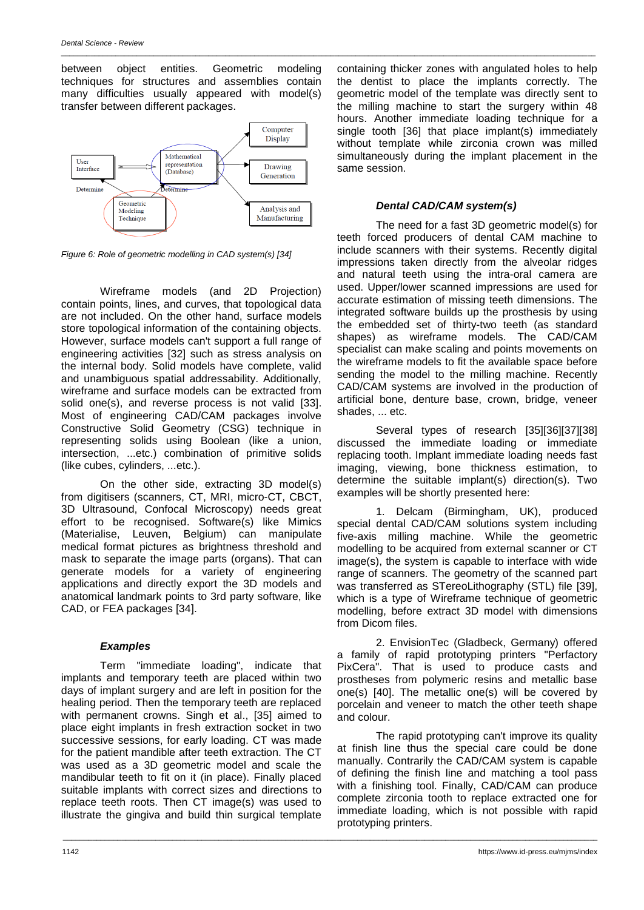between object entities. Geometric modeling techniques for structures and assemblies contain many difficulties usually appeared with model(s) transfer between different packages.

*Figure 6: Role of geometric modelling in CAD system(s) [34]*

Wireframe models (and 2D Projection) contain points, lines, and curves, that topological data are not included. On the other hand, surface models store topological information of the containing objects. However, surface models can't support a full range of engineering activities [32] such as stress analysis on the internal body. Solid models have complete, valid and unambiguous spatial addressability. Additionally, wireframe and surface models can be extracted from solid one(s), and reverse process is not valid [33]. Most of engineering CAD/CAM packages involve Constructive Solid Geometry (CSG) technique in representing solids using Boolean (like a union, intersection, ...etc.) combination of primitive solids (like cubes, cylinders, ...etc.).

On the other side, extracting 3D model(s) from digitisers (scanners, CT, MRI, micro-CT, CBCT, 3D Ultrasound, Confocal Microscopy) needs great effort to be recognised. Software(s) like Mimics (Materialise, Leuven, Belgium) can manipulate medical format pictures as brightness threshold and mask to separate the image parts (organs). That can generate models for a variety of engineering applications and directly export the 3D models and anatomical landmark points to 3rd party software, like CAD, or FEA packages [34].

### *Examples*

Term "immediate loading", indicate that implants and temporary teeth are placed within two days of implant surgery and are left in position for the healing period. Then the temporary teeth are replaced with permanent crowns. Singh et al., [35] aimed to place eight implants in fresh extraction socket in two successive sessions, for early loading. CT was made for the patient mandible after teeth extraction. The CT was used as a 3D geometric model and scale the mandibular teeth to fit on it (in place). Finally placed suitable implants with correct sizes and directions to replace teeth roots. Then CT image(s) was used to illustrate the gingiva and build thin surgical template containing thicker zones with angulated holes to help the dentist to place the implants correctly. The geometric model of the template was directly sent to the milling machine to start the surgery within 48 hours. Another immediate loading technique for a single tooth [36] that place implant(s) immediately without template while zirconia crown was milled simultaneously during the implant placement in the same session.

### *Dental CAD/CAM system(s)*

The need for a fast 3D geometric model(s) for teeth forced producers of dental CAM machine to include scanners with their systems. Recently digital impressions taken directly from the alveolar ridges and natural teeth using the intra-oral camera are used. Upper/lower scanned impressions are used for accurate estimation of missing teeth dimensions. The integrated software builds up the prosthesis by using the embedded set of thirty-two teeth (as standard shapes) as wireframe models. The CAD/CAM specialist can make scaling and points movements on the wireframe models to fit the available space before sending the model to the milling machine. Recently CAD/CAM systems are involved in the production of artificial bone, denture base, crown, bridge, veneer shades, ... etc.

Several types of research [35][36][37][38] discussed the immediate loading or immediate replacing tooth. Implant immediate loading needs fast imaging, viewing, bone thickness estimation, to determine the suitable implant(s) direction(s). Two examples will be shortly presented here:

1. Delcam (Birmingham, UK), produced special dental CAD/CAM solutions system including five-axis milling machine. While the geometric modelling to be acquired from external scanner or CT image(s), the system is capable to interface with wide range of scanners. The geometry of the scanned part was transferred as STereoLithography (STL) file [39], which is a type of Wireframe technique of geometric modelling, before extract 3D model with dimensions from Dicom files.

2. EnvisionTec (Gladbeck, Germany) offered a family of rapid prototyping printers "Perfactory PixCera". That is used to produce casts and prostheses from polymeric resins and metallic base one(s) [40]. The metallic one(s) will be covered by porcelain and veneer to match the other teeth shape and colour.

The rapid prototyping can't improve its quality at finish line thus the special care could be done manually. Contrarily the CAD/CAM system is capable of defining the finish line and matching a tool pass with a finishing tool. Finally, CAD/CAM can produce complete zirconia tooth to replace extracted one for immediate loading, which is not possible with rapid prototyping printers.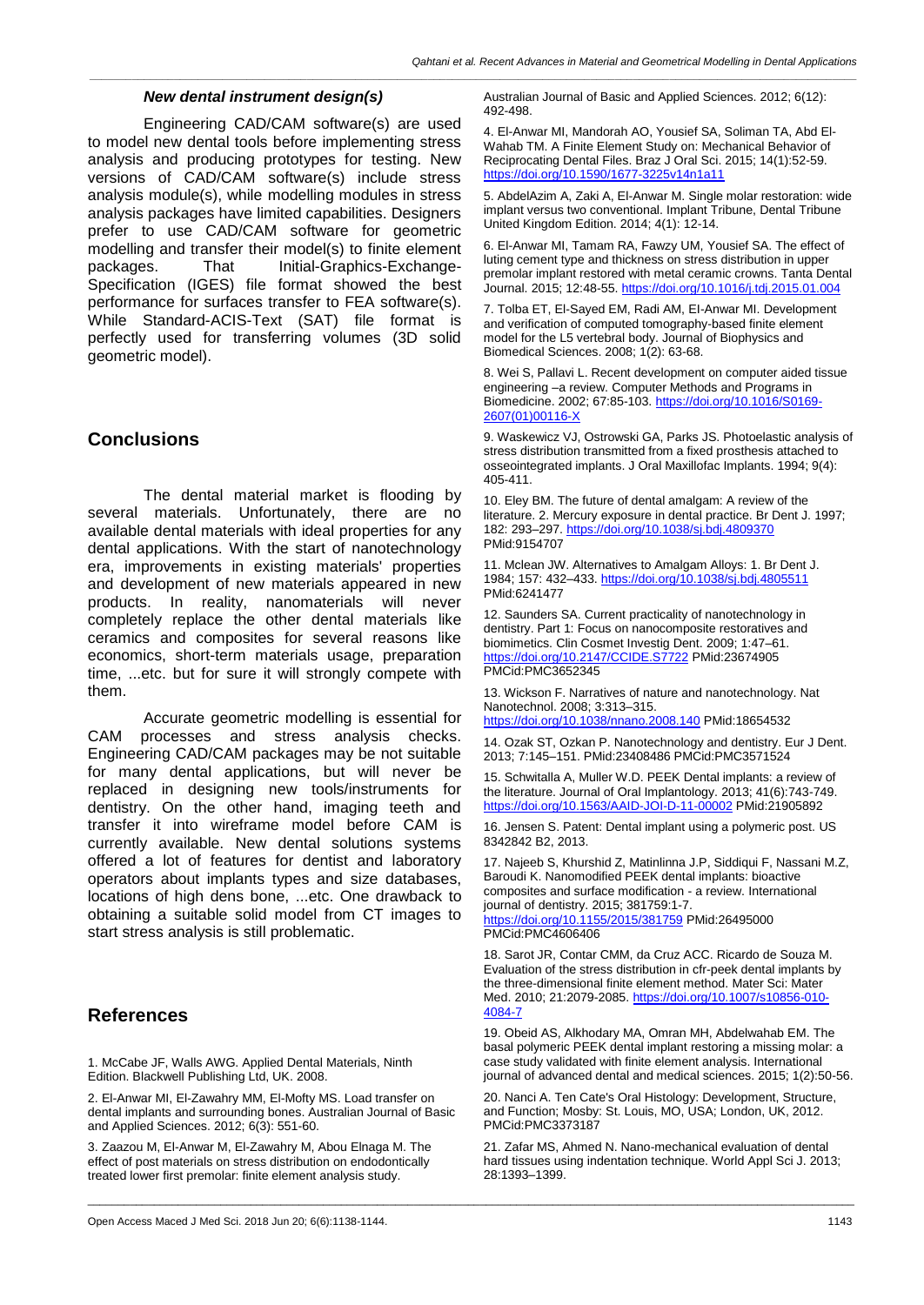### *New dental instrument design(s)*

Engineering CAD/CAM software(s) are used to model new dental tools before implementing stress analysis and producing prototypes for testing. New versions of CAD/CAM software(s) include stress analysis module(s), while modelling modules in stress analysis packages have limited capabilities. Designers prefer to use CAD/CAM software for geometric modelling and transfer their model(s) to finite element packages. That Initial-Graphics-Exchange-Specification (IGES) file format showed the best performance for surfaces transfer to FEA software(s). While Standard-ACIS-Text (SAT) file format is perfectly used for transferring volumes (3D solid geometric model).

## Conclusions

The dental material market is flooding by several materials. Unfortunately, there are no available dental materials with ideal properties for any dental applications. With the start of nanotechnology era, improvements in existing materials' properties and development of new materials appeared in new products. In reality, nanomaterials will never completely replace the other dental materials like ceramics and composites for several reasons like economics, short-term materials usage, preparation time, ...etc. but for sure it will strongly compete with them.

Accurate geometric modelling is essential for CAM processes and stress analysis checks. Engineering CAD/CAM packages may be not suitable for many dental applications, but will never be replaced in designing new tools/instruments for dentistry. On the other hand, imaging teeth and transfer it into wireframe model before CAM is currently available. New dental solutions systems offered a lot of features for dentist and laboratory operators about implants types and size databases, locations of high dens bone, ...etc. One drawback to obtaining a suitable solid model from CT images to start stress analysis is still problematic.

## References

1. McCabe JF, Walls AWG. Applied Dental Materials, Ninth Edition. Blackwell Publishing Ltd, UK. 2008.

2. El-Anwar MI, El-Zawahry MM, El-Mofty MS. Load transfer on dental implants and surrounding bones. Australian Journal of Basic and Applied Sciences. 2012; 6(3): 551-60.

3. Zaazou M, El-Anwar M, El-Zawahry M, Abou Elnaga M. The effect of post materials on stress distribution on endodontically treated lower first premolar: finite element analysis study. Australian Journal of Basic and Applied Sciences. 2012; 6(12): 492-498.

4. El-Anwar MI, Mandorah AO, Yousief SA, Soliman TA, Abd El-Wahab TM. A Finite Element Study on: Mechanical Behavior of Reciprocating Dental Files. Braz J Oral Sci. 2015; 14(1):52-59. https://doi.org/10.1590/1677-3225v14n1a11

5. AbdelAzim A, Zaki A, El-Anwar M. Single molar restoration: wide implant versus two conventional. Implant Tribune, Dental Tribune United Kingdom Edition. 2014; 4(1): 12-14.

6. El-Anwar MI, Tamam RA, Fawzy UM, Yousief SA. The effect of luting cement type and thickness on stress distribution in upper premolar implant restored with metal ceramic crowns. Tanta Dental Journal. 2015; 12:48-55. https://doi.org/10.1016/j.tdj.2015.01.004

7. Tolba ET, El-Sayed EM, Radi AM, El-Anwar MI. Development and verification of computed tomography-based finite element model for the L5 vertebral body. Journal of Biophysics and Biomedical Sciences. 2008; 1(2): 63-68.

8. Wei S, Pallavi L. Recent development on computer aided tissue engineering –a review. Computer Methods and Programs in Biomedicine. 2002; 67:85-103. https://doi.org/10.1016/S0169-2607(01)00116-X

9. Waskewicz VJ, Ostrowski GA, Parks JS. Photoelastic analysis of stress distribution transmitted from a fixed prosthesis attached to osseointegrated implants. J Oral Maxillofac Implants. 1994; 9(4): 405-411.

10. Eley BM. The future of dental amalgam: A review of the literature. 2. Mercury exposure in dental practice. Br Dent J. 1997; 182: 293–297. https://doi.org/10.1038/sj.bdj.4809370 PMid:9154707

11. Mclean JW. Alternatives to Amalgam Alloys: 1. Br Dent J. 1984; 157: 432–433. https://doi.org/10.1038/sj.bdj.4805511 PMid:6241477

12. Saunders SA. Current practicality of nanotechnology in dentistry. Part 1: Focus on nanocomposite restoratives and biomimetics. Clin Cosmet Investig Dent. 2009; 1:47–61. https://doi.org/10.2147/CCIDE.S7722 PMid:23674905 PMCid:PMC3652345

13. Wickson F. Narratives of nature and nanotechnology. Nat Nanotechnol. 2008; 3:313–315. https://doi.org/10.1038/nnano.2008.140 PMid:18654532

14. Ozak ST, Ozkan P. Nanotechnology and dentistry. Eur J Dent. 2013; 7:145–151. PMid:23408486 PMCid:PMC3571524

15. Schwitalla A, Muller W.D. PEEK Dental implants: a review of the literature. Journal of Oral Implantology. 2013; 41(6):743-749. https://doi.org/10.1563/AAID-JOI-D-11-00002 PMid:21905892

16. Jensen S. Patent: Dental implant using a polymeric post. US 8342842 B2, 2013.

17. Najeeb S, Khurshid Z, Matinlinna J.P, Siddiqui F, Nassani M.Z, Baroudi K. Nanomodified PEEK dental implants: bioactive composites and surface modification - a review. International journal of dentistry. 2015; 381759:1-7. https://doi.org/10.1155/2015/381759 PMid:26495000 PMCid:PMC4606406

18. Sarot JR, Contar CMM, da Cruz ACC. Ricardo de Souza M. Evaluation of the stress distribution in cfr-peek dental implants by the three-dimensional finite element method. Mater Sci: Mater Med. 2010; 21:2079-2085. https://doi.org/10.1007/s10856-010-4084-7

19. Obeid AS, Alkhodary MA, Omran MH, Abdelwahab EM. The basal polymeric PEEK dental implant restoring a missing molar: a case study validated with finite element analysis. International journal of advanced dental and medical sciences. 2015; 1(2):50-56.

20. Nanci A. Ten Cate's Oral Histology: Development, Structure, and Function; Mosby: St. Louis, MO, USA; London, UK, 2012. PMCid:PMC3373187

21. Zafar MS, Ahmed N. Nano-mechanical evaluation of dental hard tissues using indentation technique. World Appl Sci J. 2013; 28:1393–1399.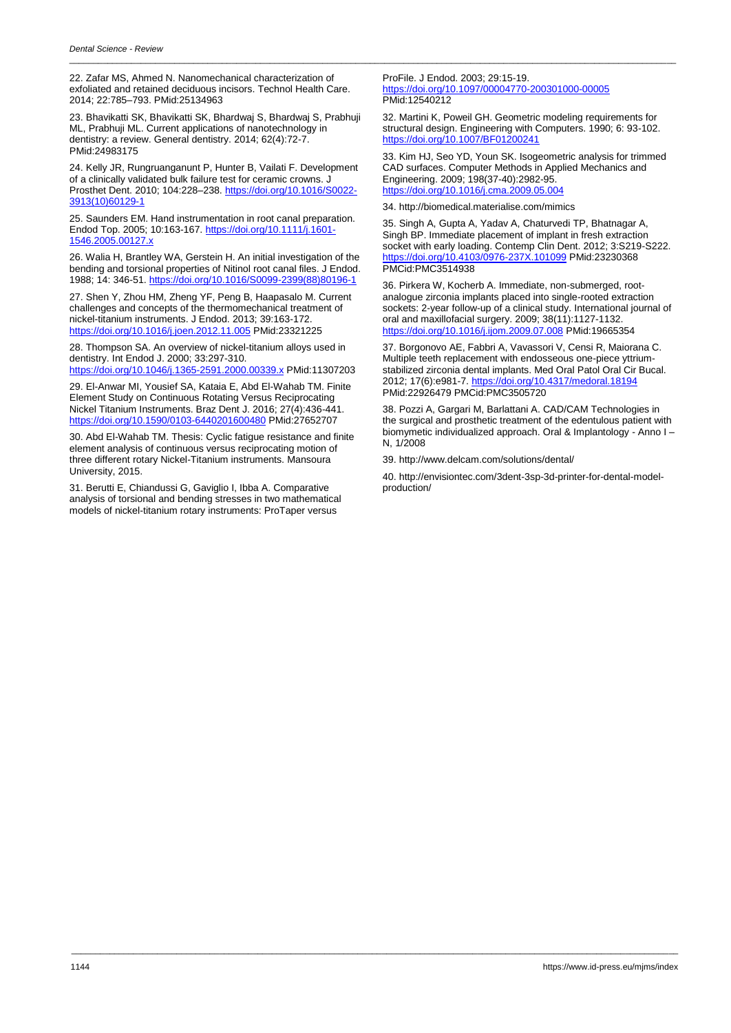22. Zafar MS, Ahmed N. Nanomechanical characterization of exfoliated and retained deciduous incisors. Technol Health Care. 2014; 22:785–793. PMid:25134963

23. Bhavikatti SK, Bhavikatti SK, Bhardwaj S, Bhardwaj S, Prabhuji ML, Prabhuji ML. Current applications of nanotechnology in dentistry: a review. General dentistry. 2014; 62(4):72-7. PMid:24983175

24. Kelly JR, Rungruanganunt P, Hunter B, Vailati F. Development of a clinically validated bulk failure test for ceramic crowns. J Prosthet Dent. 2010; 104:228–238. https://doi.org/10.1016/S0022-3913(10)60129-1

25. Saunders EM. Hand instrumentation in root canal preparation. Endod Top. 2005; 10:163-167. https://doi.org/10.1111/j.1601-1546.2005.00127.x

26. Walia H, Brantley WA, Gerstein H. An initial investigation of the bending and torsional properties of Nitinol root canal files. J Endod. 1988; 14: 346-51. https://doi.org/10.1016/S0099-2399(88)80196-1

27. Shen Y, Zhou HM, Zheng YF, Peng B, Haapasalo M. Current challenges and concepts of the thermomechanical treatment of nickel-titanium instruments. J Endod. 2013; 39:163-172. https://doi.org/10.1016/j.joen.2012.11.005 PMid:23321225

28. Thompson SA. An overview of nickel-titanium alloys used in dentistry. Int Endod J. 2000; 33:297-310. https://doi.org/10.1046/j.1365-2591.2000.00339.x PMid:11307203

29. El-Anwar MI, Yousief SA, Kataia E, Abd El-Wahab TM. Finite Element Study on Continuous Rotating Versus Reciprocating Nickel Titanium Instruments. Braz Dent J. 2016; 27(4):436-441. https://doi.org/10.1590/0103-6440201600480 PMid:27652707

30. Abd El-Wahab TM. Thesis: Cyclic fatigue resistance and finite element analysis of continuous versus reciprocating motion of three different rotary Nickel-Titanium instruments. Mansoura University, 2015.

31. Berutti E, Chiandussi G, Gaviglio I, Ibba A. Comparative analysis of torsional and bending stresses in two mathematical models of nickel-titanium rotary instruments: ProTaper versus ProFile. J Endod. 2003; 29:15-19. https://doi.org/10.1097/00004770-200301000-00005 PMid:12540212

32. Martini K, Poweil GH. Geometric modeling requirements for structural design. Engineering with Computers. 1990; 6: 93-102. https://doi.org/10.1007/BF01200241

33. Kim HJ, Seo YD, Youn SK. Isogeometric analysis for trimmed CAD surfaces. Computer Methods in Applied Mechanics and Engineering. 2009; 198(37-40):2982-95. https://doi.org/10.1016/j.cma.2009.05.004

34. http://biomedical.materialise.com/mimics

35. Singh A, Gupta A, Yadav A, Chaturvedi TP, Bhatnagar A, Singh BP. Immediate placement of implant in fresh extraction socket with early loading. Contemp Clin Dent. 2012; 3:S219-S222. https://doi.org/10.4103/0976-237X.101099 PMid:23230368 PMCid:PMC3514938

36. Pirkera W, Kocherb A. Immediate, non-submerged, root-analogue zirconia implants placed into single-rooted extraction sockets: 2-year follow-up of a clinical study. International journal of oral and maxillofacial surgery. 2009; 38(11):1127-1132. https://doi.org/10.1016/j.ijom.2009.07.008 PMid:19665354

37. Borgonovo AE, Fabbri A, Vavassori V, Censi R, Maiorana C. Multiple teeth replacement with endosseous one-piece yttrium-stabilized zirconia dental implants. Med Oral Patol Oral Cir Bucal. 2012; 17(6):e981-7. https://doi.org/10.4317/medoral.18194 PMid:22926479 PMCid:PMC3505720

38. Pozzi A, Gargari M, Barlattani A. CAD/CAM Technologies in the surgical and prosthetic treatment of the edentulous patient with biomymetic individualized approach. Oral & Implantology - Anno I – N, 1/2008

39. http://www.delcam.com/solutions/dental/

40. http://envisiontec.com/3dent-3sp-3d-printer-for-dental-model-production/